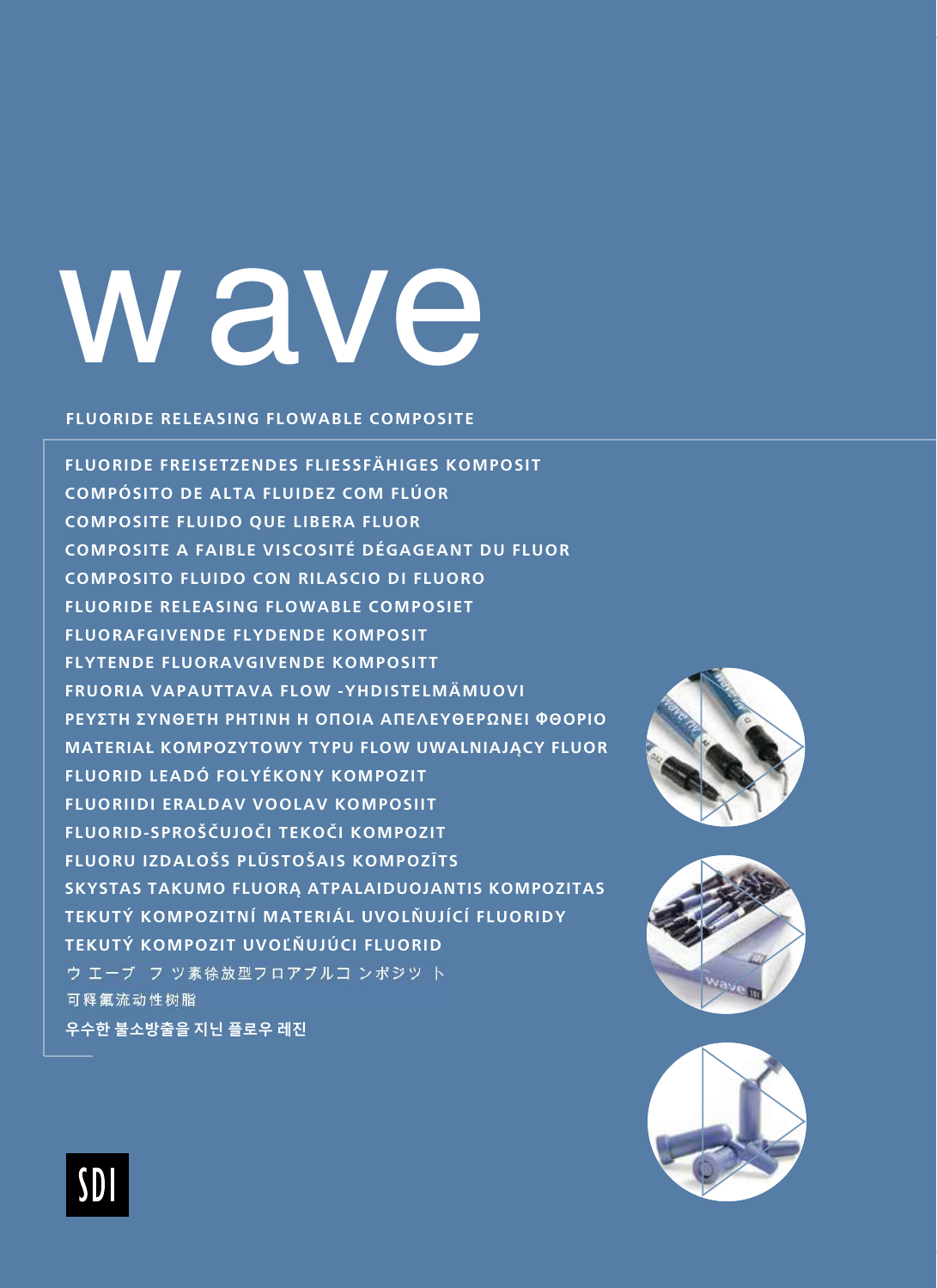# wave

**FLUORIDE RELEASING FLOWABLE COMPOSITE**

**FLUORIDE FREISETZENDES FLIESSFÄHIGES KOMPOSIT**
**COMPÓSITO DE ALTA FLUIDEZ COM FLÚOR**
**COMPOSITE FLUIDO QUE LIBERA FLUOR**
**COMPOSITE A FAIBLE VISCOSITÉ DÉGAGEANT DU FLUOR**
**COMPOSITO FLUIDO CON RILASCIO DI FLUORO**
**FLUORIDE RELEASING FLOWABLE COMPOSIET**
**FLUORAFGIVENDE FLYDENDE KOMPOSIT**
**FLYTENDE FLUORAVGIVENDE KOMPOSITT**
**FRUORIA VAPAUTTAVA FLOW -YHDISTELMÄMUOVI**
**ΡΕΥΣΤΗ ΣΥΝΘΕΤΗ ΡΗΤΙΝΗ Η ΟΠΟΙΑ ΑΠΕΛΕΥΘΕΡΩΝΕΙ ΦΘΟΡΙΟ**
**MATERIAŁ KOMPOZYTOWY TYPU FLOW UWALNIAJĄCY FLUOR**
**FLUORID LEADÓ FOLYÉKONY KOMPOZIT**
**FLUORIIDI ERALDAV VOOLAV KOMPOSIIT**
**FLUORID-SPROŠČUJOČI TEKOČI KOMPOZIT**
**FLUORU IZDALOŠS PLŪSTOŠAIS KOMPOZĪTS**
**SKYSTAS TAKUMO FLUORĄ ATPALAIDUOJANTIS KOMPOZITAS**
**TEKUTÝ KOMPOZITNÍ MATERIÁL UVOLŇUJÍCÍ FLUORIDY**
**TEKUTÝ KOMPOZIT UVOĽŇUJÚCI FLUORID**
**ウ エーブ フ ツ素徐放型フロアブルコ ンポジツ ト**
**可释氟流动性树脂**
**우수한 불소방출을 지닌 플로우 레진**

SDI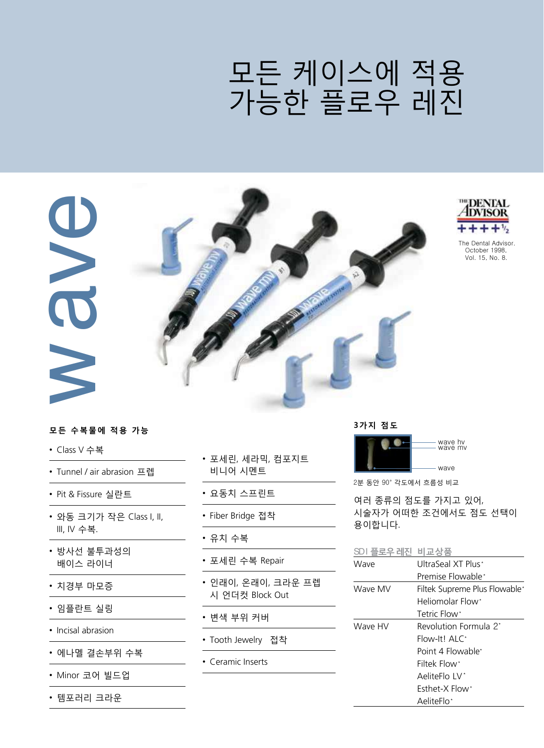# 모든 케이스에 적용 가능한 플로우 레진

wave

The Dental Advisor. October 1998, Vol. 15, No. 8.

### 모든 수복물에 적용 가능

- Class V 수복
- Tunnel / air abrasion 프렙
- Pit & Fissure 실란트
- 와동 크기가 작은 Class I, II, III, IV 수복.
- 방사선 불투과성의 베이스 라이너
- 치경부 마모증
- 임플란트 실링
- Incisal abrasion
- 에나멜 결손부위 수복
- Minor 코어 빌드업
- 템포러리 크라운
- 포세린, 세라믹, 컴포지트 비니어 시멘트
- 요동치 스프린트
- Fiber Bridge 접착
- 유치 수복
- 포세린 수복 Repair
- 인레이, 온레이, 크라운 프렙시 언더컷 Block Out
- 변색 부위 커버
- Tooth Jewelry 접착
- Ceramic Inserts

### 3가지 점도

wave hv
wave mv
wave

2분 동안 90° 각도에서 흐름성 비교

여러 종류의 점도를 가지고 있어, 시술자가 어떠한 조건에서도 점도 선택이 용이합니다.

| SDI 플로우 레진 | 비교상품 |
|---|---|
| Wave | UltraSeal XT Plus* <br> Premise Flowable* |
| Wave MV | Filtek Supreme Plus Flowable* <br> Heliomolar Flow* <br> Tetric Flow* |
| Wave HV | Revolution Formula 2* <br> Flow-It! ALC* <br> Point 4 Flowable* <br> Filtek Flow* <br> AeliteFlo LV* <br> Esthet-X Flow* <br> AeliteFlo* |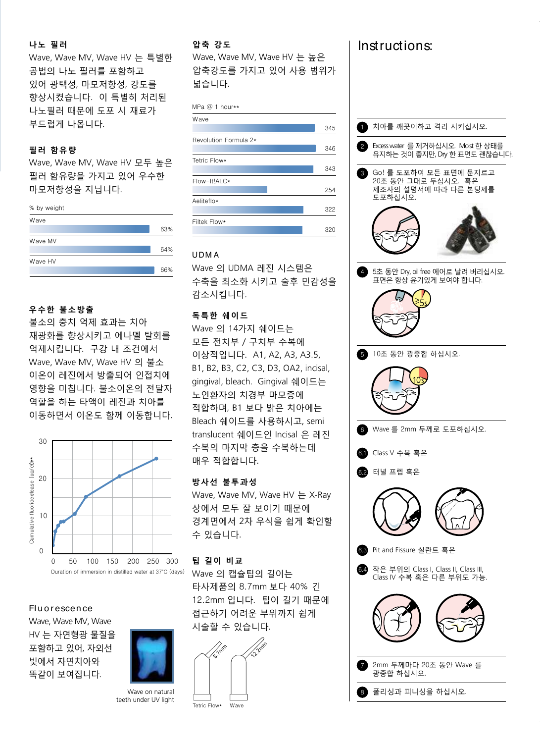### 나노 필러

Wave, Wave MV, Wave HV 는 특별한 공법의 나노 필러를 포함하고 있어 광택성, 마모저항성, 강도를 향상시켰습니다. 이 특별히 처리된 나노필러 때문에 도포 시 재료가 부드럽게 나옵니다.

### 필러 함유량

Wave, Wave MV, Wave HV 모두 높은 필러 함유량을 가지고 있어 우수한 마모저항성을 지닙니다.

% by weight

| | |
|---|---|
| Wave | 63% |
| Wave MV | 64% |
| Wave HV | 66% |

### 우수한 불소방출

불소의 충치 억제 효과는 치아 재광화를 향상시키고 에나멜 탈회를 억제시킵니다. 구강 내 조건에서 Wave, Wave MV, Wave HV 의 불소 이온이 레진에서 방출되어 인접치에 영향을 미칩니다. 불소이온의 전달자 역할을 하는 타액이 레진과 치아를 이동하면서 이온도 함께 이동합니다.

Cumulative fluoride release (μg/cm²)**

Duration of immersion in distilled water at 37°C (days)

### Fluorescence

Wave, Wave MV, Wave HV 는 자연형광 물질을 포함하고 있어, 자외선 빛에서 자연치아와 똑같이 보여집니다.

Wave on natural teeth under UV light

### 압축 강도

Wave, Wave MV, Wave HV 는 높은 압축강도를 가지고 있어 사용 범위가 넓습니다.

MPa @ 1 hour**

| | |
|---|---|
| Wave | 345 |
| Revolution Formula 2* | 346 |
| Tetric Flow* | 343 |
| Flow-It!ALC* | 254 |
| Aeliteflo* | 322 |
| Filtek Flow* | 320 |

### UDMA

Wave 의 UDMA 레진 시스템은 수축을 최소화 시키고 술후 민감성을 감소시킵니다.

### 독특한 쉐이드

Wave 의 14가지 쉐이드는 모든 전치부 / 구치부 수복에 이상적입니다. A1, A2, A3, A3.5, B1, B2, B3, C2, C3, D3, OA2, incisal, gingival, bleach. Gingival 쉐이드는 노인환자의 치경부 마모증에 적합하며, B1 보다 밝은 치아에는 Bleach 쉐이드를 사용하시고, semi translucent 쉐이드인 Incisal 은 레진 수복의 마지막 층을 수복하는데 매우 적합합니다.

### 방사선 불투과성

Wave, Wave MV, Wave HV 는 X-Ray 상에서 모두 잘 보이기 때문에 경계면에서 2차 우식을 쉽게 확인할 수 있습니다.

### 팁 길이 비교

Wave 의 캡슐팁의 길이는 타사제품의 8.7mm 보다 40% 긴 12.2mm 입니다. 팁이 길기 때문에 접근하기 어려운 부위까지 쉽게 시술할 수 있습니다.

8.7mm — Tetric Flow*
12.2mm — Wave

## Instructions:

1. 치아를 깨끗이하고 격리 시키십시오.
2. Excess water 를 제거하십시오. Moist 한 상태를 유지하는 것이 좋지만, Dry 한 표면도 괜찮습니다.
3. Go! 를 도포하여 모든 표면에 문지르고 20초 동안 그대로 두십시오. 혹은 제조사의 설명서에 따라 다른 본딩제를 도포하십시오.
4. 5초 동안 Dry, oil free 에어로 날려 버리십시오. 표면은 항상 윤기있게 보여야 합니다.
5. 10초 동안 광중합 하십시오.
6. Wave 를 2mm 두께로 도포하십시오.
   - 6.1 Class V 수복 혹은
   - 6.2 터널 프렙 혹은
   - 6.3 Pit and Fissure 실란트 혹은
   - 6.4 작은 부위의 Class I, Class II, Class III, Class IV 수복 혹은 다른 부위도 가능.
7. 2mm 두께마다 20초 동안 Wave 를 광중합 하십시오.
8. 폴리싱과 피니싱을 하십시오.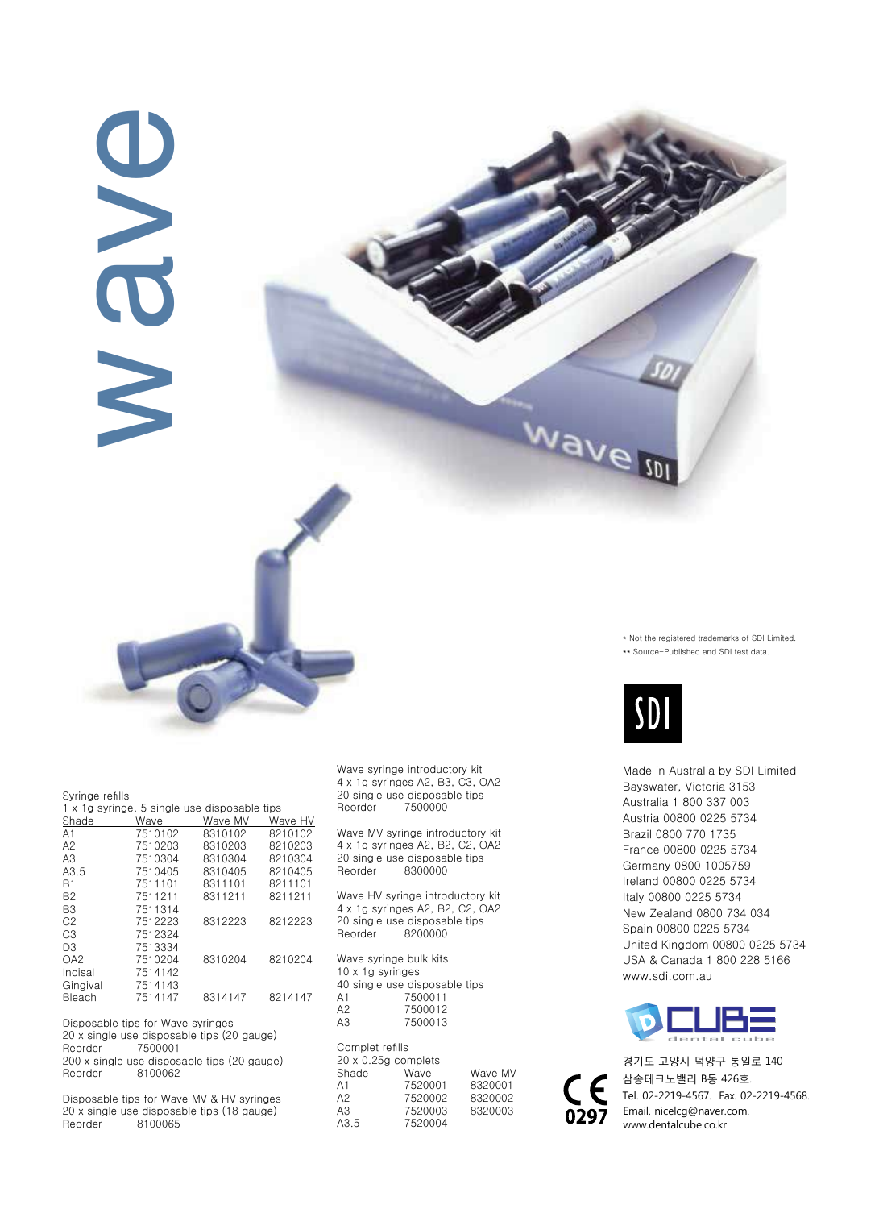# wave

Syringe refills
1 x 1g syringe, 5 single use disposable tips

| Shade | Wave | Wave MV | Wave HV |
|---|---|---|---|
| A1 | 7510102 | 8310102 | 8210102 |
| A2 | 7510203 | 8310203 | 8210203 |
| A3 | 7510304 | 8310304 | 8210304 |
| A3.5 | 7510405 | 8310405 | 8210405 |
| B1 | 7511101 | 8311101 | 8211101 |
| B2 | 7511211 | 8311211 | 8211211 |
| B3 | 7511314 | | |
| C2 | 7512223 | 8312223 | 8212223 |
| C3 | 7512324 | | |
| D3 | 7513334 | | |
| OA2 | 7510204 | 8310204 | 8210204 |
| Incisal | 7514142 | | |
| Gingival | 7514143 | | |
| Bleach | 7514147 | 8314147 | 8214147 |

Disposable tips for Wave syringes
20 x single use disposable tips (20 gauge)
Reorder 7500001
200 x single use disposable tips (20 gauge)
Reorder 8100062

Disposable tips for Wave MV & HV syringes
20 x single use disposable tips (18 gauge)
Reorder 8100065

Wave syringe introductory kit
4 x 1g syringes A2, B3, C3, OA2
20 single use disposable tips
Reorder 7500000

Wave MV syringe introductory kit
4 x 1g syringes A2, B2, C2, OA2
20 single use disposable tips
Reorder 8300000

Wave HV syringe introductory kit
4 x 1g syringes A2, B2, C2, OA2
20 single use disposable tips
Reorder 8200000

Wave syringe bulk kits
10 x 1g syringes
40 single use disposable tips

| | |
|---|---|
| A1 | 7500011 |
| A2 | 7500012 |
| A3 | 7500013 |

Complet refills
20 x 0.25g complets

| Shade | Wave | Wave MV |
|---|---|---|
| A1 | 7520001 | 8320001 |
| A2 | 7520002 | 8320002 |
| A3 | 7520003 | 8320003 |
| A3.5 | 7520004 | |

\* Not the registered trademarks of SDI Limited.
\*\* Source-Published and SDI test data.

SDI

Made in Australia by SDI Limited
Bayswater, Victoria 3153
Australia 1 800 337 003
Austria 00800 0225 5734
Brazil 0800 770 1735
France 00800 0225 5734
Germany 0800 1005759
Ireland 00800 0225 5734
Italy 00800 0225 5734
New Zealand 0800 734 034
Spain 00800 0225 5734
United Kingdom 00800 0225 5734
USA & Canada 1 800 228 5166
www.sdi.com.au

CE 0297

DCUBE dental cube

경기도 고양시 덕양구 통일로 140
삼송테크노밸리 B동 426호.
Tel. 02-2219-4567. Fax. 02-2219-4568.
Email. nicelcg@naver.com.
www.dentalcube.co.kr